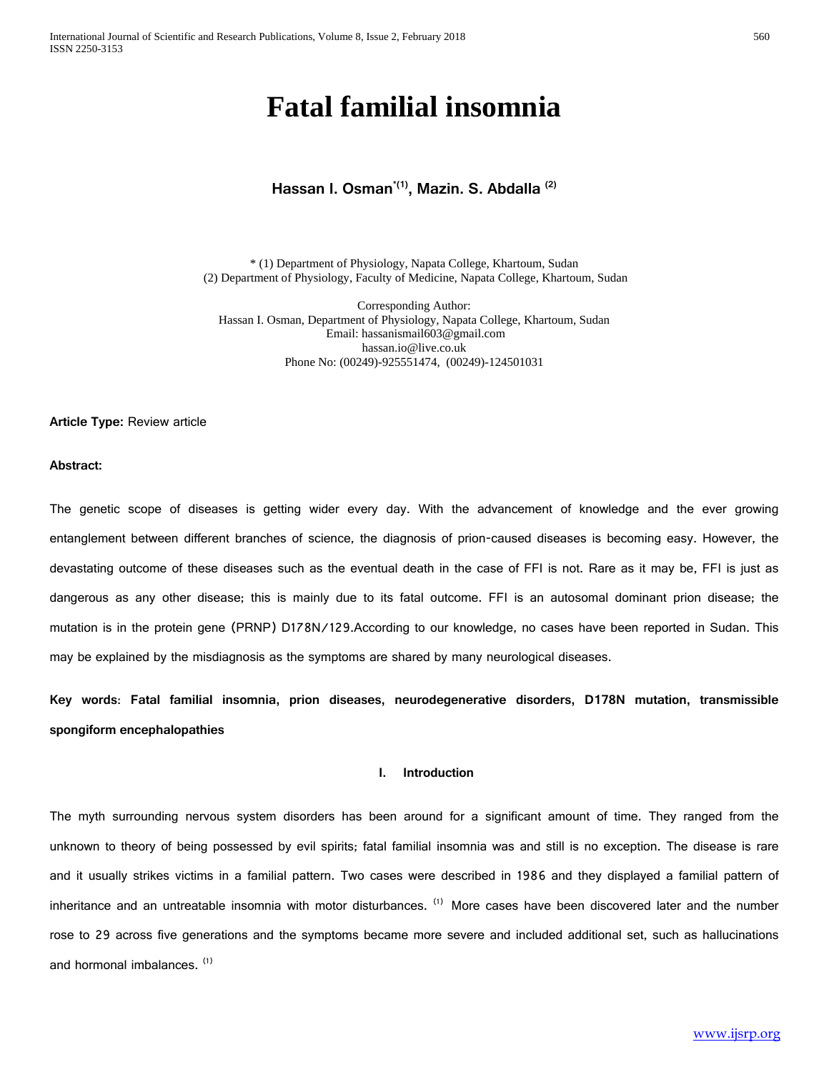# Fatal familial insomnia

**Hassan I. Osman[*(1)], Mazin. S. Abdalla [(2)]**

\* (1) Department of Physiology, Napata College, Khartoum, Sudan
(2) Department of Physiology, Faculty of Medicine, Napata College, Khartoum, Sudan

Corresponding Author:
Hassan I. Osman, Department of Physiology, Napata College, Khartoum, Sudan
Email: hassanismail603@gmail.com
hassan.io@live.co.uk
Phone No: (00249)-925551474, (00249)-124501031

**Article Type:** Review article

**Abstract:**

The genetic scope of diseases is getting wider every day. With the advancement of knowledge and the ever growing entanglement between different branches of science, the diagnosis of prion-caused diseases is becoming easy. However, the devastating outcome of these diseases such as the eventual death in the case of FFI is not. Rare as it may be, FFI is just as dangerous as any other disease; this is mainly due to its fatal outcome. FFI is an autosomal dominant prion disease; the mutation is in the protein gene (PRNP) D178N/129.According to our knowledge, no cases have been reported in Sudan. This may be explained by the misdiagnosis as the symptoms are shared by many neurological diseases.

**Key words: Fatal familial insomnia, prion diseases, neurodegenerative disorders, D178N mutation, transmissible spongiform encephalopathies**

## I. Introduction

The myth surrounding nervous system disorders has been around for a significant amount of time. They ranged from the unknown to theory of being possessed by evil spirits; fatal familial insomnia was and still is no exception. The disease is rare and it usually strikes victims in a familial pattern. Two cases were described in 1986 and they displayed a familial pattern of inheritance and an untreatable insomnia with motor disturbances. [(1)] More cases have been discovered later and the number rose to 29 across five generations and the symptoms became more severe and included additional set, such as hallucinations and hormonal imbalances. [(1)]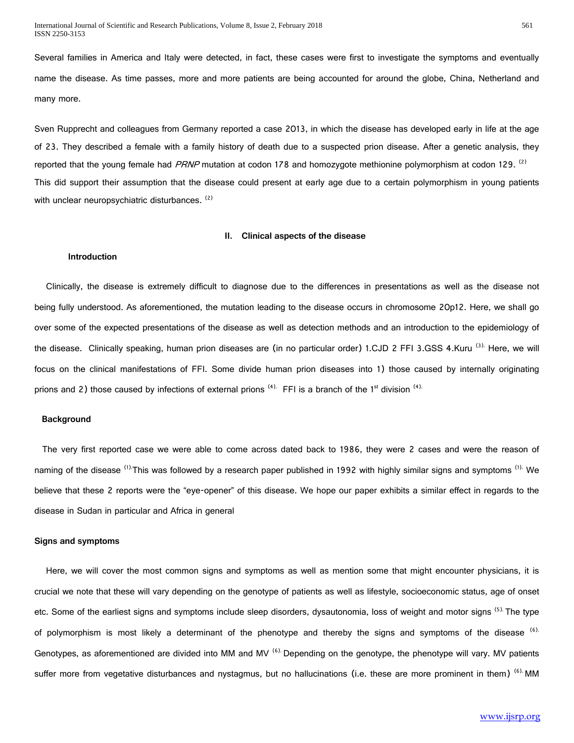Several families in America and Italy were detected, in fact, these cases were first to investigate the symptoms and eventually name the disease. As time passes, more and more patients are being accounted for around the globe, China, Netherland and many more.

Sven Rupprecht and colleagues from Germany reported a case 2013, in which the disease has developed early in life at the age of 23. They described a female with a family history of death due to a suspected prion disease. After a genetic analysis, they reported that the young female had *PRNP* mutation at codon 178 and homozygote methionine polymorphism at codon 129. [2] This did support their assumption that the disease could present at early age due to a certain polymorphism in young patients with unclear neuropsychiatric disturbances. [2]

## II. Clinical aspects of the disease

### Introduction

Clinically, the disease is extremely difficult to diagnose due to the differences in presentations as well as the disease not being fully understood. As aforementioned, the mutation leading to the disease occurs in chromosome 20p12. Here, we shall go over some of the expected presentations of the disease as well as detection methods and an introduction to the epidemiology of the disease. Clinically speaking, human prion diseases are (in no particular order) 1.CJD 2 FFI 3.GSS 4.Kuru [3]. Here, we will focus on the clinical manifestations of FFI. Some divide human prion diseases into 1) those caused by internally originating prions and 2) those caused by infections of external prions [4]. FFI is a branch of the 1st division [4].

### Background

The very first reported case we were able to come across dated back to 1986, they were 2 cases and were the reason of naming of the disease [1]. This was followed by a research paper published in 1992 with highly similar signs and symptoms [1]. We believe that these 2 reports were the "eye-opener" of this disease. We hope our paper exhibits a similar effect in regards to the disease in Sudan in particular and Africa in general

### Signs and symptoms

Here, we will cover the most common signs and symptoms as well as mention some that might encounter physicians, it is crucial we note that these will vary depending on the genotype of patients as well as lifestyle, socioeconomic status, age of onset etc. Some of the earliest signs and symptoms include sleep disorders, dysautonomia, loss of weight and motor signs [5]. The type of polymorphism is most likely a determinant of the phenotype and thereby the signs and symptoms of the disease [6]. Genotypes, as aforementioned are divided into MM and MV [6]. Depending on the genotype, the phenotype will vary. MV patients suffer more from vegetative disturbances and nystagmus, but no hallucinations (i.e. these are more prominent in them) [6]. MM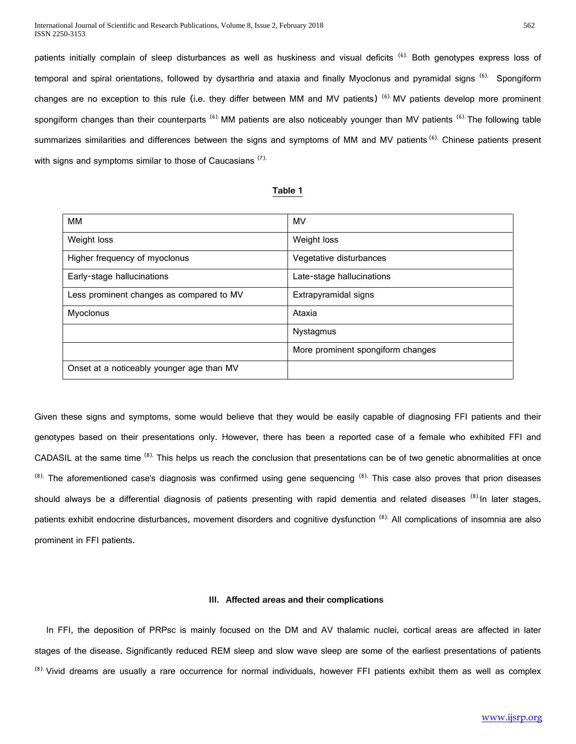patients initially complain of sleep disturbances as well as huskiness and visual deficits [6]. Both genotypes express loss of temporal and spiral orientations, followed by dysarthria and ataxia and finally Myoclonus and pyramidal signs [6]. Spongiform changes are no exception to this rule (i.e. they differ between MM and MV patients) [6]. MV patients develop more prominent spongiform changes than their counterparts [6]. MM patients are also noticeably younger than MV patients [6]. The following table summarizes similarities and differences between the signs and symptoms of MM and MV patients [6]. Chinese patients present with signs and symptoms similar to those of Caucasians [7].

**Table 1**

| MM | MV |
|---|---|
| Weight loss | Weight loss |
| Higher frequency of myoclonus | Vegetative disturbances |
| Early-stage hallucinations | Late-stage hallucinations |
| Less prominent changes as compared to MV | Extrapyramidal signs |
| Myoclonus | Ataxia |
| | Nystagmus |
| | More prominent spongiform changes |
| Onset at a noticeably younger age than MV | |

Given these signs and symptoms, some would believe that they would be easily capable of diagnosing FFI patients and their genotypes based on their presentations only. However, there has been a reported case of a female who exhibited FFI and CADASIL at the same time [8]. This helps us reach the conclusion that presentations can be of two genetic abnormalities at once [8]. The aforementioned case's diagnosis was confirmed using gene sequencing [8]. This case also proves that prion diseases should always be a differential diagnosis of patients presenting with rapid dementia and related diseases [8]. In later stages, patients exhibit endocrine disturbances, movement disorders and cognitive dysfunction [8]. All complications of insomnia are also prominent in FFI patients.

### III. Affected areas and their complications

In FFI, the deposition of PRPsc is mainly focused on the DM and AV thalamic nuclei, cortical areas are affected in later stages of the disease. Significantly reduced REM sleep and slow wave sleep are some of the earliest presentations of patients [8]. Vivid dreams are usually a rare occurrence for normal individuals, however FFI patients exhibit them as well as complex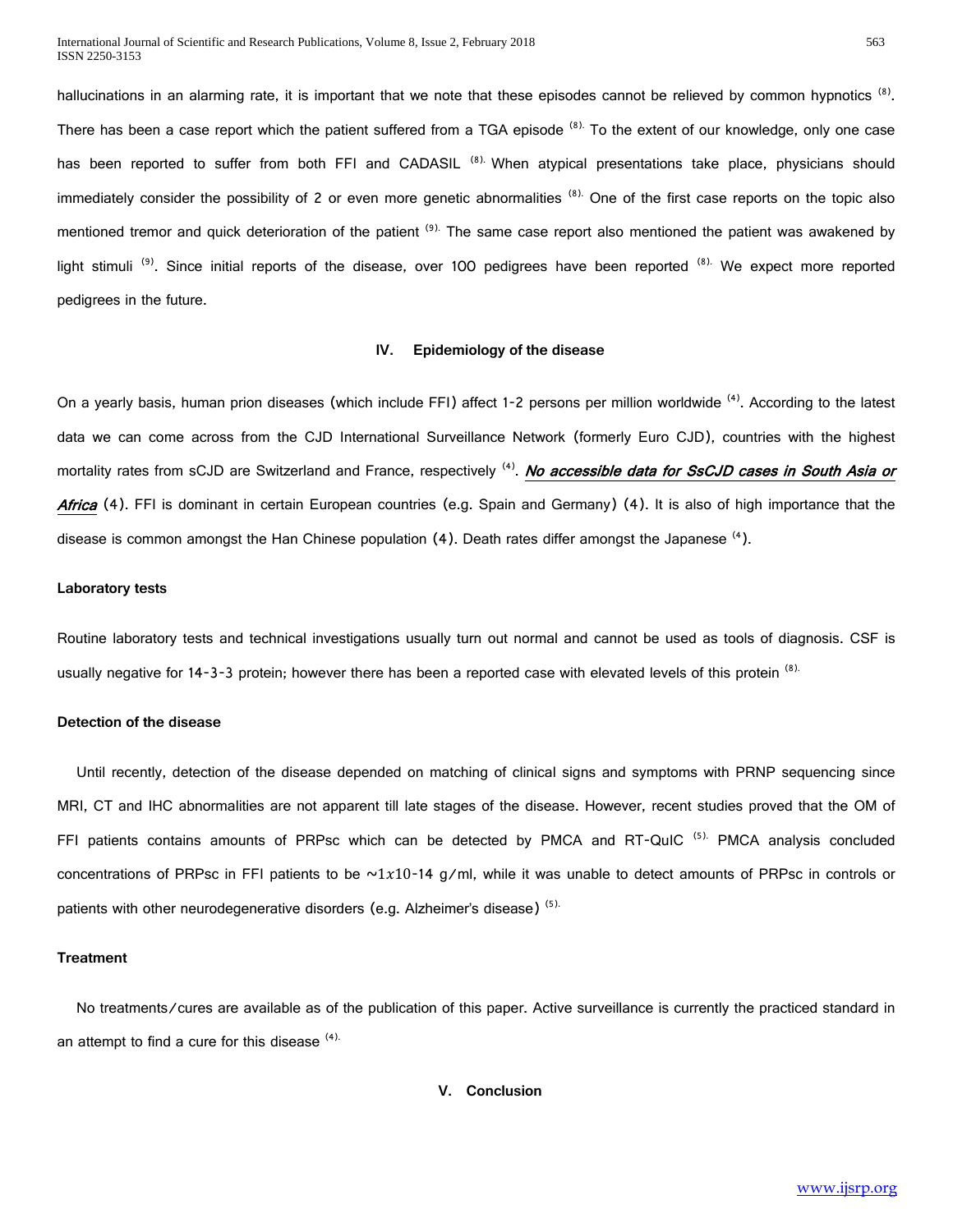hallucinations in an alarming rate, it is important that we note that these episodes cannot be relieved by common hypnotics [8]. There has been a case report which the patient suffered from a TGA episode [8]. To the extent of our knowledge, only one case has been reported to suffer from both FFI and CADASIL [8]. When atypical presentations take place, physicians should immediately consider the possibility of 2 or even more genetic abnormalities [8]. One of the first case reports on the topic also mentioned tremor and quick deterioration of the patient [9]. The same case report also mentioned the patient was awakened by light stimuli [9]. Since initial reports of the disease, over 100 pedigrees have been reported [8]. We expect more reported pedigrees in the future.

## IV. Epidemiology of the disease

On a yearly basis, human prion diseases (which include FFI) affect 1-2 persons per million worldwide [4]. According to the latest data we can come across from the CJD International Surveillance Network (formerly Euro CJD), countries with the highest mortality rates from sCJD are Switzerland and France, respectively [4]. ***No accessible data for SsCJD cases in South Asia or Africa*** (4). FFI is dominant in certain European countries (e.g. Spain and Germany) (4). It is also of high importance that the disease is common amongst the Han Chinese population (4). Death rates differ amongst the Japanese [4].

### Laboratory tests

Routine laboratory tests and technical investigations usually turn out normal and cannot be used as tools of diagnosis. CSF is usually negative for 14-3-3 protein; however there has been a reported case with elevated levels of this protein [8].

### Detection of the disease

Until recently, detection of the disease depended on matching of clinical signs and symptoms with PRNP sequencing since MRI, CT and IHC abnormalities are not apparent till late stages of the disease. However, recent studies proved that the OM of FFI patients contains amounts of PRPsc which can be detected by PMCA and RT-QuIC [5]. PMCA analysis concluded concentrations of PRPsc in FFI patients to be $\sim 1x10$-14 g/ml, while it was unable to detect amounts of PRPsc in controls or patients with other neurodegenerative disorders (e.g. Alzheimer's disease) [5].

### Treatment

No treatments/cures are available as of the publication of this paper. Active surveillance is currently the practiced standard in an attempt to find a cure for this disease [4].

## V. Conclusion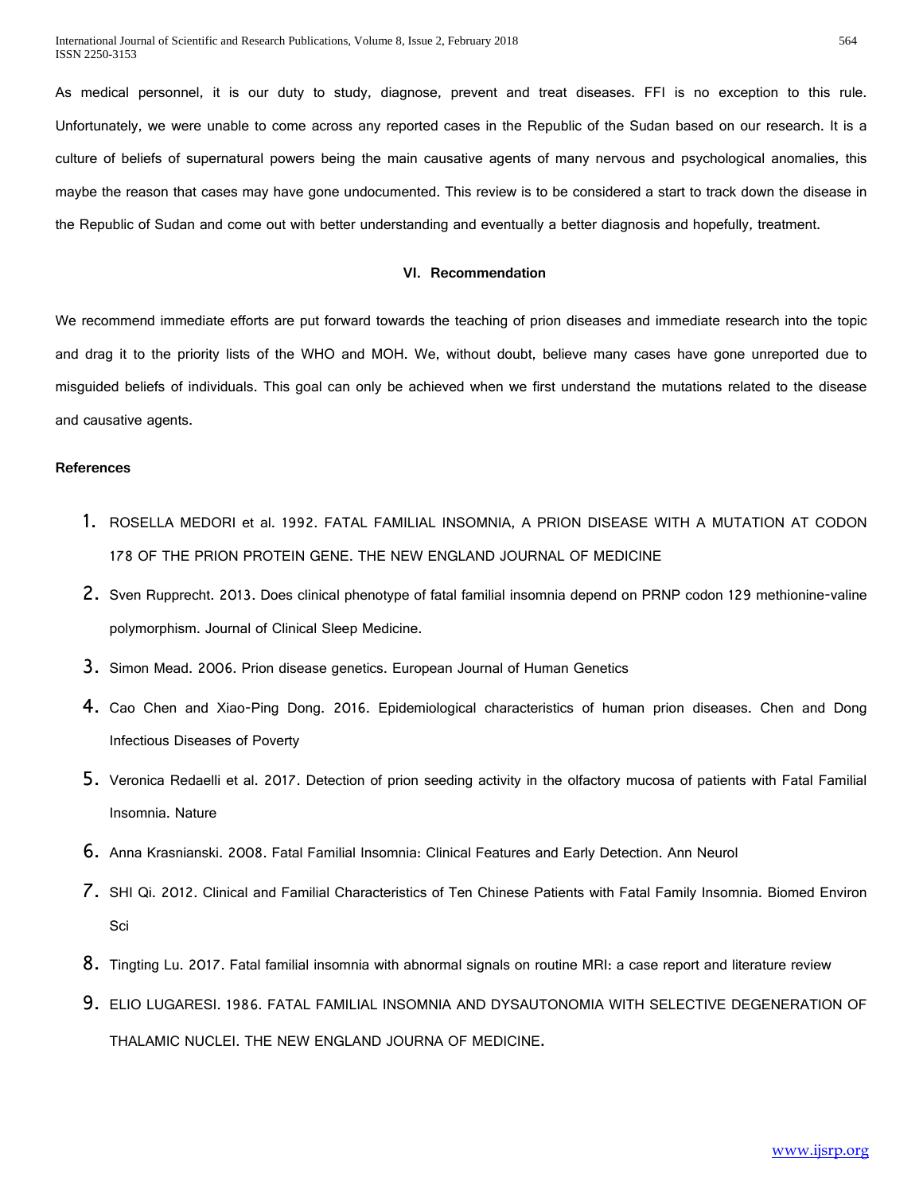As medical personnel, it is our duty to study, diagnose, prevent and treat diseases. FFI is no exception to this rule. Unfortunately, we were unable to come across any reported cases in the Republic of the Sudan based on our research. It is a culture of beliefs of supernatural powers being the main causative agents of many nervous and psychological anomalies, this maybe the reason that cases may have gone undocumented. This review is to be considered a start to track down the disease in the Republic of Sudan and come out with better understanding and eventually a better diagnosis and hopefully, treatment.

## VI. Recommendation

We recommend immediate efforts are put forward towards the teaching of prion diseases and immediate research into the topic and drag it to the priority lists of the WHO and MOH. We, without doubt, believe many cases have gone unreported due to misguided beliefs of individuals. This goal can only be achieved when we first understand the mutations related to the disease and causative agents.

### References

1. ROSELLA MEDORI et al. 1992. FATAL FAMILIAL INSOMNIA, A PRION DISEASE WITH A MUTATION AT CODON 178 OF THE PRION PROTEIN GENE. THE NEW ENGLAND JOURNAL OF MEDICINE
2. Sven Rupprecht. 2013. Does clinical phenotype of fatal familial insomnia depend on PRNP codon 129 methionine-valine polymorphism. Journal of Clinical Sleep Medicine.
3. Simon Mead. 2006. Prion disease genetics. European Journal of Human Genetics
4. Cao Chen and Xiao-Ping Dong. 2016. Epidemiological characteristics of human prion diseases. Chen and Dong Infectious Diseases of Poverty
5. Veronica Redaelli et al. 2017. Detection of prion seeding activity in the olfactory mucosa of patients with Fatal Familial Insomnia. Nature
6. Anna Krasnianski. 2008. Fatal Familial Insomnia: Clinical Features and Early Detection. Ann Neurol
7. SHI Qi. 2012. Clinical and Familial Characteristics of Ten Chinese Patients with Fatal Family Insomnia. Biomed Environ Sci
8. Tingting Lu. 2017. Fatal familial insomnia with abnormal signals on routine MRI: a case report and literature review
9. ELIO LUGARESI. 1986. FATAL FAMILIAL INSOMNIA AND DYSAUTONOMIA WITH SELECTIVE DEGENERATION OF THALAMIC NUCLEI. THE NEW ENGLAND JOURNA OF MEDICINE.